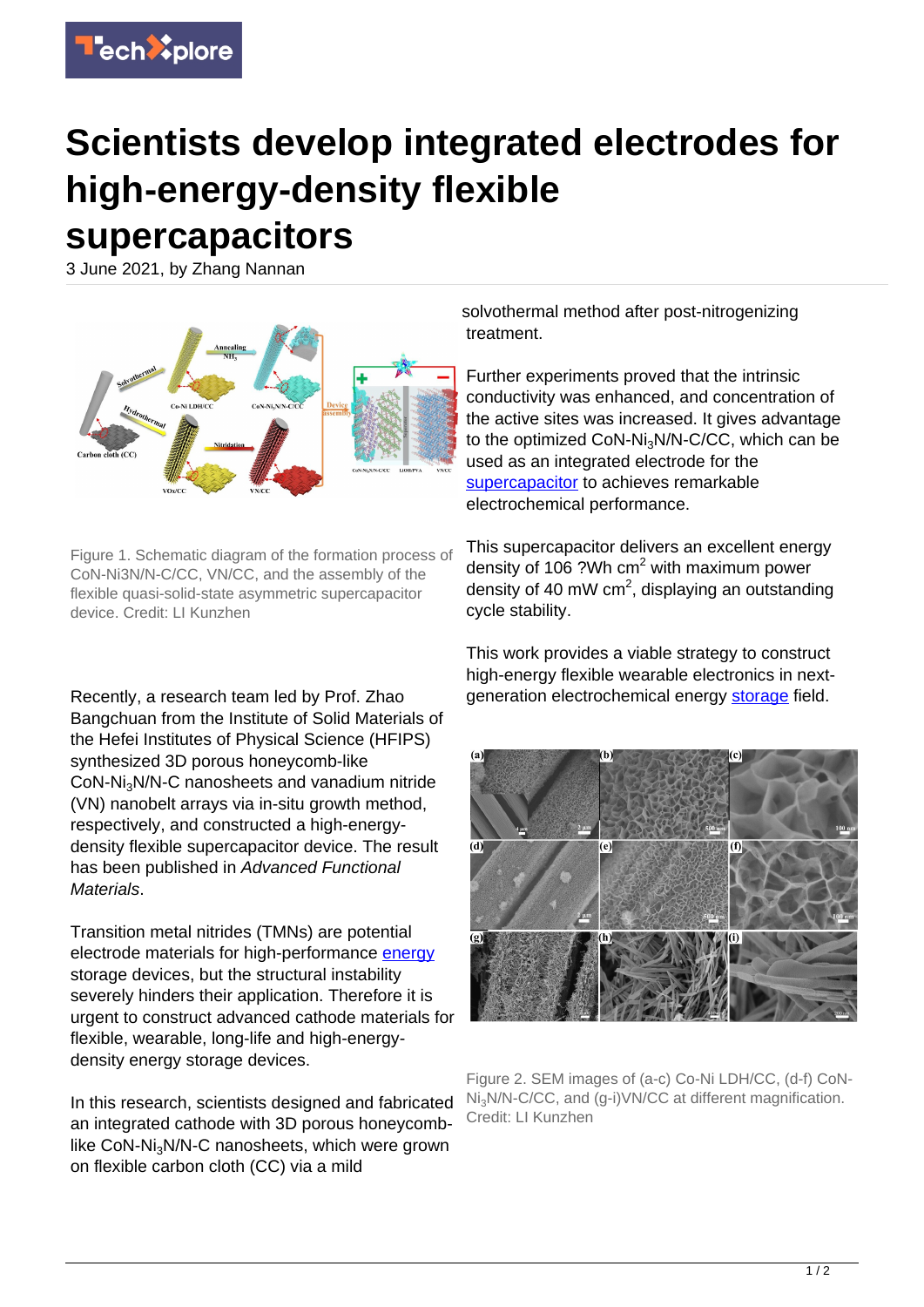# Scientists develop integrated electrodes for high-energy-density flexible supercapacitors

3 June 2021, by Zhang Nannan

Figure 1. Schematic diagram of the formation process of CoN-Ni3N/N-C/CC, VN/CC, and the assembly of the flexible quasi-solid-state asymmetric supercapacitor device. Credit: LI Kunzhen

Recently, a research team led by Prof. Zhao Bangchuan from the Institute of Solid Materials of the Hefei Institutes of Physical Science (HFIPS) synthesized 3D porous honeycomb-like CoN-$Ni_3N$/N-C nanosheets and vanadium nitride (VN) nanobelt arrays via in-situ growth method, respectively, and constructed a high-energy-density flexible supercapacitor device. The result has been published in *Advanced Functional Materials*.

Transition metal nitrides (TMNs) are potential electrode materials for high-performance energy storage devices, but the structural instability severely hinders their application. Therefore it is urgent to construct advanced cathode materials for flexible, wearable, long-life and high-energy-density energy storage devices.

In this research, scientists designed and fabricated an integrated cathode with 3D porous honeycomb-like CoN-$Ni_3N$/N-C nanosheets, which were grown on flexible carbon cloth (CC) via a mild solvothermal method after post-nitrogenizing treatment.

Further experiments proved that the intrinsic conductivity was enhanced, and concentration of the active sites was increased. It gives advantage to the optimized CoN-$Ni_3N$/N-C/CC, which can be used as an integrated electrode for the supercapacitor to achieves remarkable electrochemical performance.

This supercapacitor delivers an excellent energy density of 106 ?Wh $cm^2$ with maximum power density of 40 mW $cm^2$, displaying an outstanding cycle stability.

This work provides a viable strategy to construct high-energy flexible wearable electronics in next-generation electrochemical energy storage field.

Figure 2. SEM images of (a-c) Co-Ni LDH/CC, (d-f) CoN-$Ni_3N$/N-C/CC, and (g-i)VN/CC at different magnification. Credit: LI Kunzhen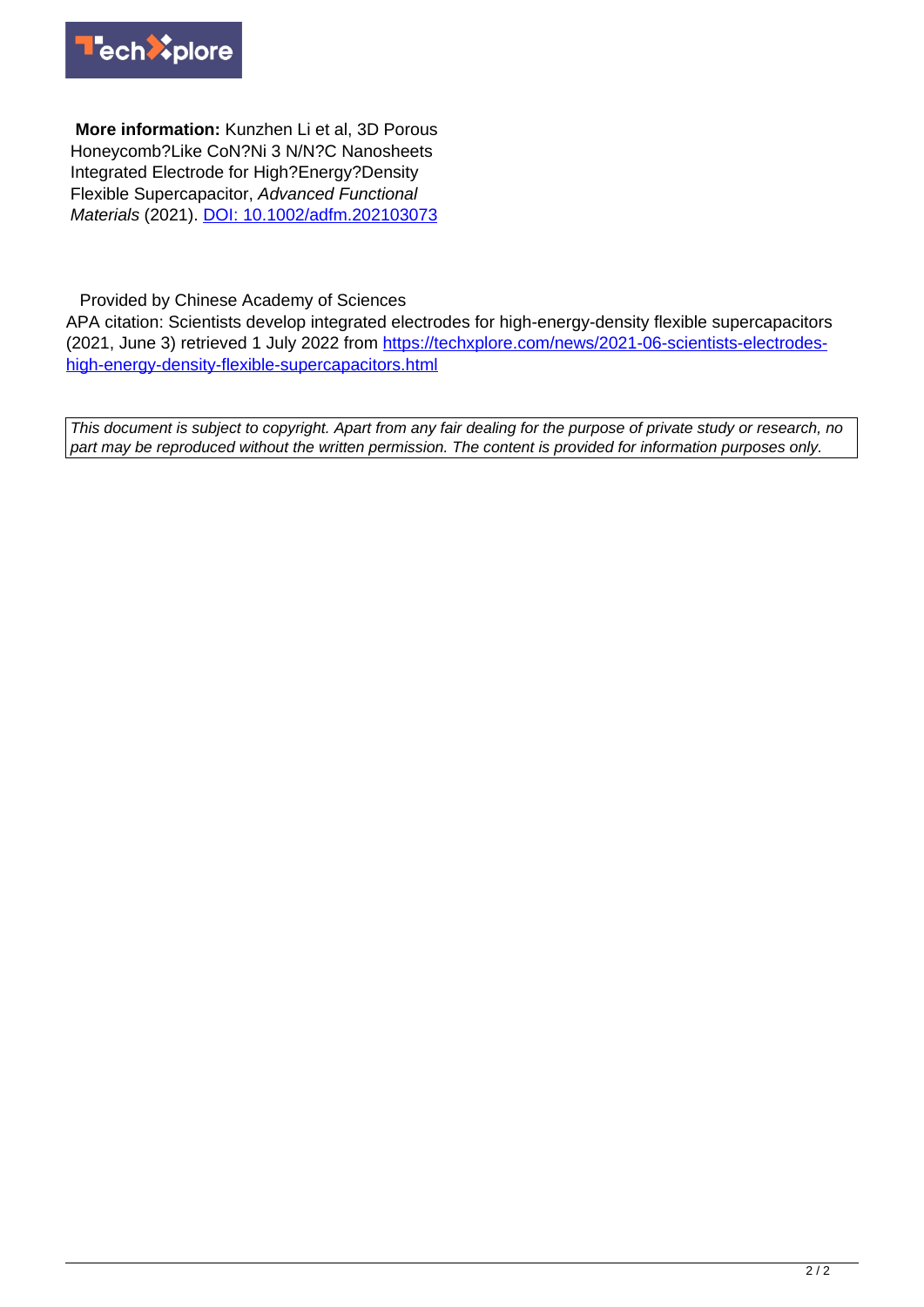**More information:** Kunzhen Li et al, 3D Porous Honeycomb?Like CoN?Ni 3 N/N?C Nanosheets Integrated Electrode for High?Energy?Density Flexible Supercapacitor, *Advanced Functional Materials* (2021). [DOI: 10.1002/adfm.202103073](https://dx.doi.org/10.1002/adfm.202103073)

Provided by Chinese Academy of Sciences

APA citation: Scientists develop integrated electrodes for high-energy-density flexible supercapacitors (2021, June 3) retrieved 1 July 2022 from [https://techxplore.com/news/2021-06-scientists-electrodes-high-energy-density-flexible-supercapacitors.html](https://techxplore.com/news/2021-06-scientists-electrodes-high-energy-density-flexible-supercapacitors.html)

*This document is subject to copyright. Apart from any fair dealing for the purpose of private study or research, no part may be reproduced without the written permission. The content is provided for information purposes only.*